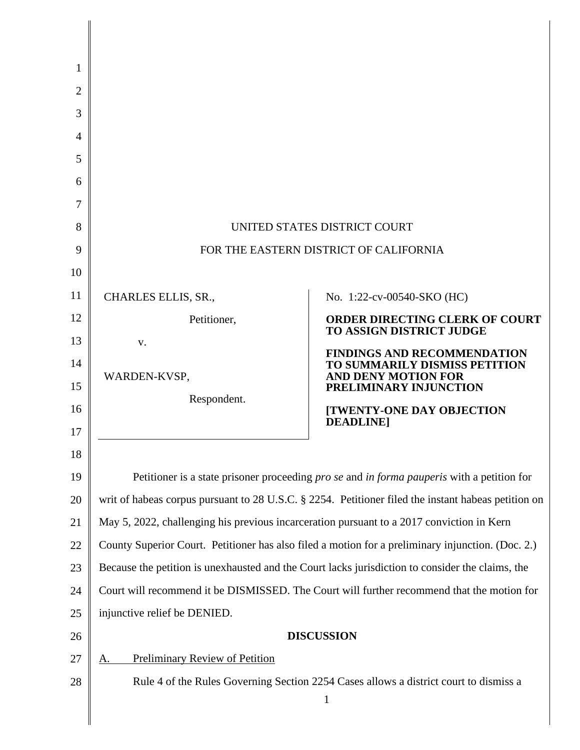UNITED STATES DISTRICT COURT

FOR THE EASTERN DISTRICT OF CALIFORNIA

| | |
|---|---|
| CHARLES ELLIS, SR.,<br><br>Petitioner,<br><br>v.<br><br>WARDEN-KVSP,<br><br>Respondent. | No. 1:22-cv-00540-SKO (HC)<br><br>**ORDER DIRECTING CLERK OF COURT TO ASSIGN DISTRICT JUDGE**<br><br>**FINDINGS AND RECOMMENDATION TO SUMMARILY DISMISS PETITION AND DENY MOTION FOR PRELIMINARY INJUNCTION**<br><br>**[TWENTY-ONE DAY OBJECTION DEADLINE]** |

Petitioner is a state prisoner proceeding *pro se* and *in forma pauperis* with a petition for writ of habeas corpus pursuant to 28 U.S.C. § 2254. Petitioner filed the instant habeas petition on May 5, 2022, challenging his previous incarceration pursuant to a 2017 conviction in Kern County Superior Court. Petitioner has also filed a motion for a preliminary injunction. (Doc. 2.) Because the petition is unexhausted and the Court lacks jurisdiction to consider the claims, the Court will recommend it be DISMISSED. The Court will further recommend that the motion for injunctive relief be DENIED.

## DISCUSSION

### A. Preliminary Review of Petition

Rule 4 of the Rules Governing Section 2254 Cases allows a district court to dismiss a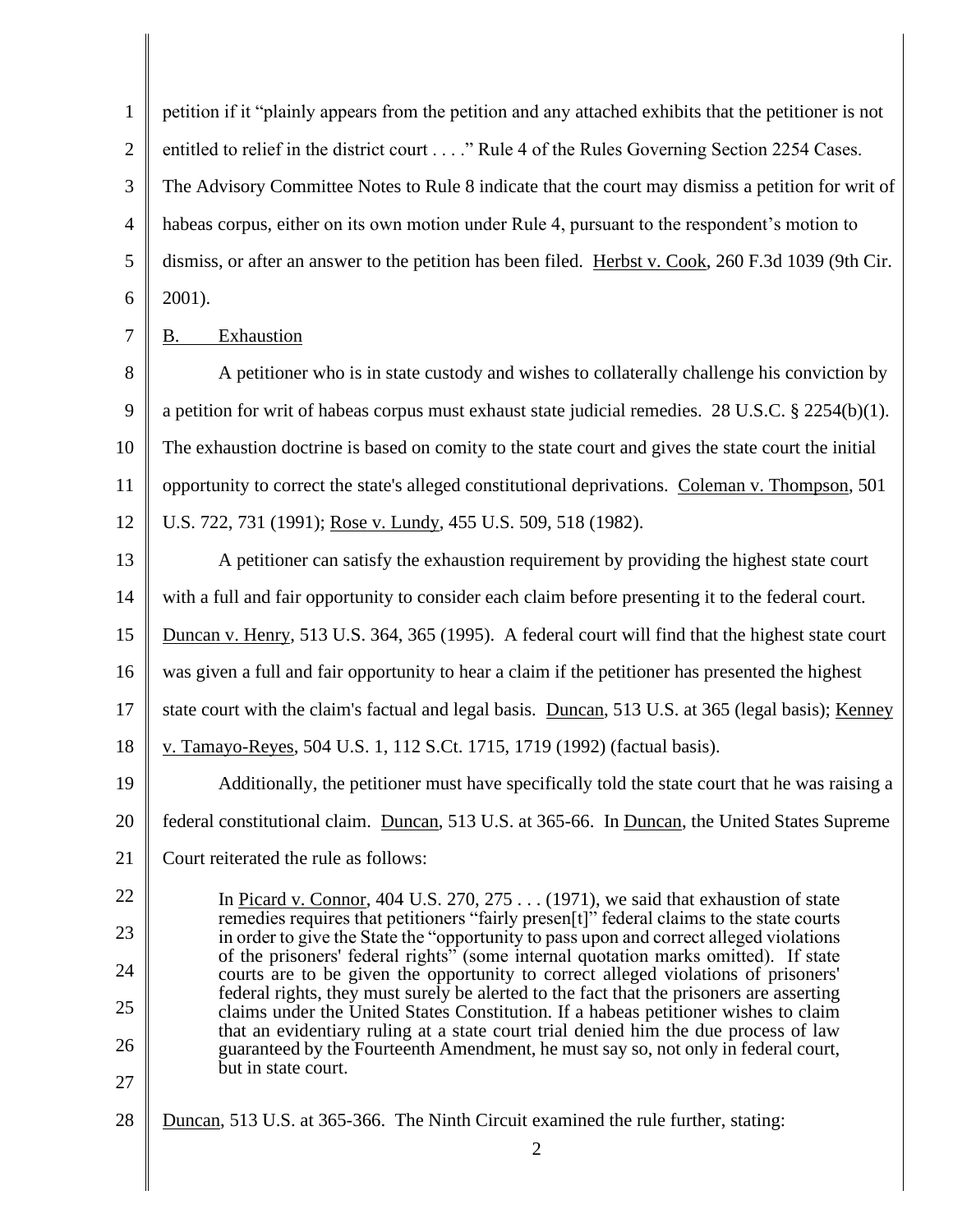petition if it "plainly appears from the petition and any attached exhibits that the petitioner is not entitled to relief in the district court . . . ." Rule 4 of the Rules Governing Section 2254 Cases. The Advisory Committee Notes to Rule 8 indicate that the court may dismiss a petition for writ of habeas corpus, either on its own motion under Rule 4, pursuant to the respondent's motion to dismiss, or after an answer to the petition has been filed. Herbst v. Cook, 260 F.3d 1039 (9th Cir. 2001).

B. Exhaustion

A petitioner who is in state custody and wishes to collaterally challenge his conviction by a petition for writ of habeas corpus must exhaust state judicial remedies. 28 U.S.C. § 2254(b)(1). The exhaustion doctrine is based on comity to the state court and gives the state court the initial opportunity to correct the state's alleged constitutional deprivations. Coleman v. Thompson, 501 U.S. 722, 731 (1991); Rose v. Lundy, 455 U.S. 509, 518 (1982).

A petitioner can satisfy the exhaustion requirement by providing the highest state court with a full and fair opportunity to consider each claim before presenting it to the federal court. Duncan v. Henry, 513 U.S. 364, 365 (1995). A federal court will find that the highest state court was given a full and fair opportunity to hear a claim if the petitioner has presented the highest state court with the claim's factual and legal basis. Duncan, 513 U.S. at 365 (legal basis); Kenney v. Tamayo-Reyes, 504 U.S. 1, 112 S.Ct. 1715, 1719 (1992) (factual basis).

Additionally, the petitioner must have specifically told the state court that he was raising a federal constitutional claim. Duncan, 513 U.S. at 365-66. In Duncan, the United States Supreme Court reiterated the rule as follows:

> In Picard v. Connor, 404 U.S. 270, 275 . . . (1971), we said that exhaustion of state remedies requires that petitioners "fairly presen[t]" federal claims to the state courts in order to give the State the "opportunity to pass upon and correct alleged violations of the prisoners' federal rights" (some internal quotation marks omitted). If state courts are to be given the opportunity to correct alleged violations of prisoners' federal rights, they must surely be alerted to the fact that the prisoners are asserting claims under the United States Constitution. If a habeas petitioner wishes to claim that an evidentiary ruling at a state court trial denied him the due process of law guaranteed by the Fourteenth Amendment, he must say so, not only in federal court, but in state court.

Duncan, 513 U.S. at 365-366. The Ninth Circuit examined the rule further, stating: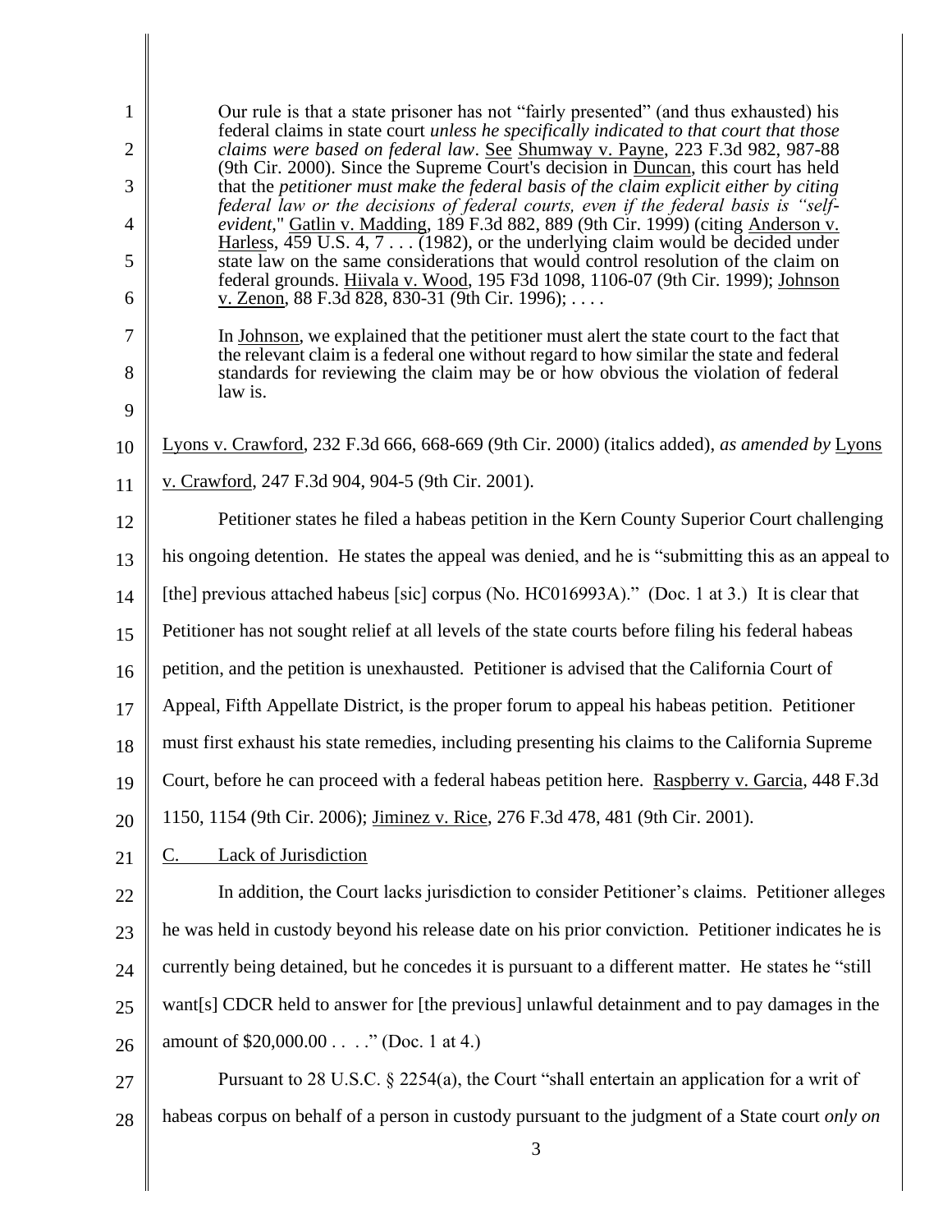> Our rule is that a state prisoner has not "fairly presented" (and thus exhausted) his federal claims in state court *unless he specifically indicated to that court that those claims were based on federal law*. See Shumway v. Payne, 223 F.3d 982, 987-88 (9th Cir. 2000). Since the Supreme Court's decision in Duncan, this court has held that the *petitioner must make the federal basis of the claim explicit either by citing federal law or the decisions of federal courts, even if the federal basis is "self-evident*," Gatlin v. Madding, 189 F.3d 882, 889 (9th Cir. 1999) (citing Anderson v. Harless, 459 U.S. 4, 7 . . . (1982), or the underlying claim would be decided under state law on the same considerations that would control resolution of the claim on federal grounds. Hiivala v. Wood, 195 F3d 1098, 1106-07 (9th Cir. 1999); Johnson v. Zenon, 88 F.3d 828, 830-31 (9th Cir. 1996); . . . .
>
> In Johnson, we explained that the petitioner must alert the state court to the fact that the relevant claim is a federal one without regard to how similar the state and federal standards for reviewing the claim may be or how obvious the violation of federal law is.

Lyons v. Crawford, 232 F.3d 666, 668-669 (9th Cir. 2000) (italics added), *as amended by* Lyons v. Crawford, 247 F.3d 904, 904-5 (9th Cir. 2001).

Petitioner states he filed a habeas petition in the Kern County Superior Court challenging his ongoing detention. He states the appeal was denied, and he is "submitting this as an appeal to [the] previous attached habeus [sic] corpus (No. HC016993A)." (Doc. 1 at 3.) It is clear that Petitioner has not sought relief at all levels of the state courts before filing his federal habeas petition, and the petition is unexhausted. Petitioner is advised that the California Court of Appeal, Fifth Appellate District, is the proper forum to appeal his habeas petition. Petitioner must first exhaust his state remedies, including presenting his claims to the California Supreme Court, before he can proceed with a federal habeas petition here. Raspberry v. Garcia, 448 F.3d 1150, 1154 (9th Cir. 2006); Jiminez v. Rice, 276 F.3d 478, 481 (9th Cir. 2001).

### C. Lack of Jurisdiction

In addition, the Court lacks jurisdiction to consider Petitioner's claims. Petitioner alleges he was held in custody beyond his release date on his prior conviction. Petitioner indicates he is currently being detained, but he concedes it is pursuant to a different matter. He states he "still want[s] CDCR held to answer for [the previous] unlawful detainment and to pay damages in the amount of $20,000.00 . . . ." (Doc. 1 at 4.)

Pursuant to 28 U.S.C. § 2254(a), the Court "shall entertain an application for a writ of habeas corpus on behalf of a person in custody pursuant to the judgment of a State court *only on*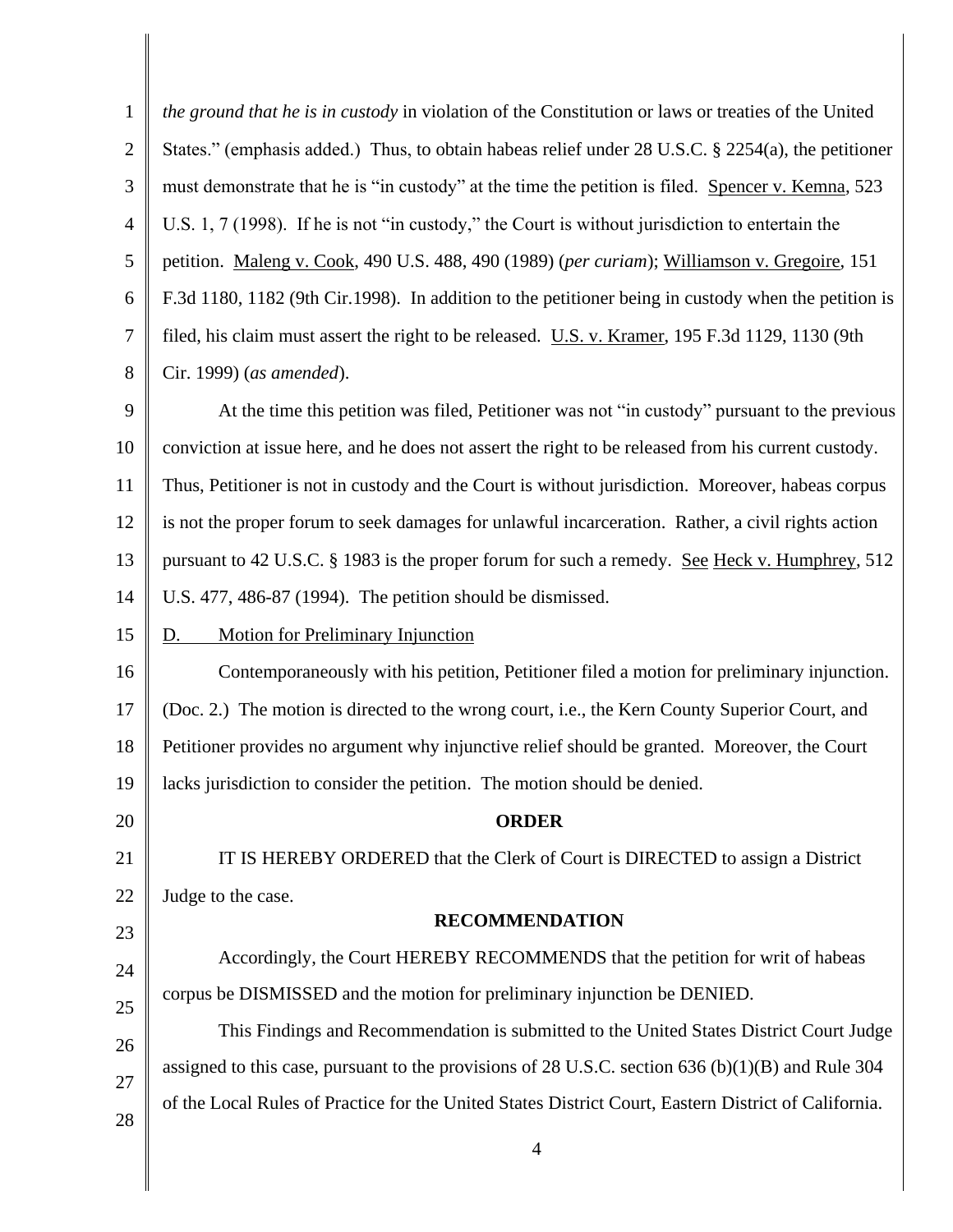*the ground that he is in custody* in violation of the Constitution or laws or treaties of the United States." (emphasis added.) Thus, to obtain habeas relief under 28 U.S.C. § 2254(a), the petitioner must demonstrate that he is "in custody" at the time the petition is filed. Spencer v. Kemna, 523 U.S. 1, 7 (1998). If he is not "in custody," the Court is without jurisdiction to entertain the petition. Maleng v. Cook, 490 U.S. 488, 490 (1989) (*per curiam*); Williamson v. Gregoire, 151 F.3d 1180, 1182 (9th Cir.1998). In addition to the petitioner being in custody when the petition is filed, his claim must assert the right to be released. U.S. v. Kramer, 195 F.3d 1129, 1130 (9th Cir. 1999) (*as amended*).

At the time this petition was filed, Petitioner was not "in custody" pursuant to the previous conviction at issue here, and he does not assert the right to be released from his current custody. Thus, Petitioner is not in custody and the Court is without jurisdiction. Moreover, habeas corpus is not the proper forum to seek damages for unlawful incarceration. Rather, a civil rights action pursuant to 42 U.S.C. § 1983 is the proper forum for such a remedy. See Heck v. Humphrey, 512 U.S. 477, 486-87 (1994). The petition should be dismissed.

D. Motion for Preliminary Injunction

Contemporaneously with his petition, Petitioner filed a motion for preliminary injunction. (Doc. 2.) The motion is directed to the wrong court, i.e., the Kern County Superior Court, and Petitioner provides no argument why injunctive relief should be granted. Moreover, the Court lacks jurisdiction to consider the petition. The motion should be denied.

**ORDER**

IT IS HEREBY ORDERED that the Clerk of Court is DIRECTED to assign a District Judge to the case.

**RECOMMENDATION**

Accordingly, the Court HEREBY RECOMMENDS that the petition for writ of habeas corpus be DISMISSED and the motion for preliminary injunction be DENIED.

This Findings and Recommendation is submitted to the United States District Court Judge assigned to this case, pursuant to the provisions of 28 U.S.C. section 636 (b)(1)(B) and Rule 304 of the Local Rules of Practice for the United States District Court, Eastern District of California.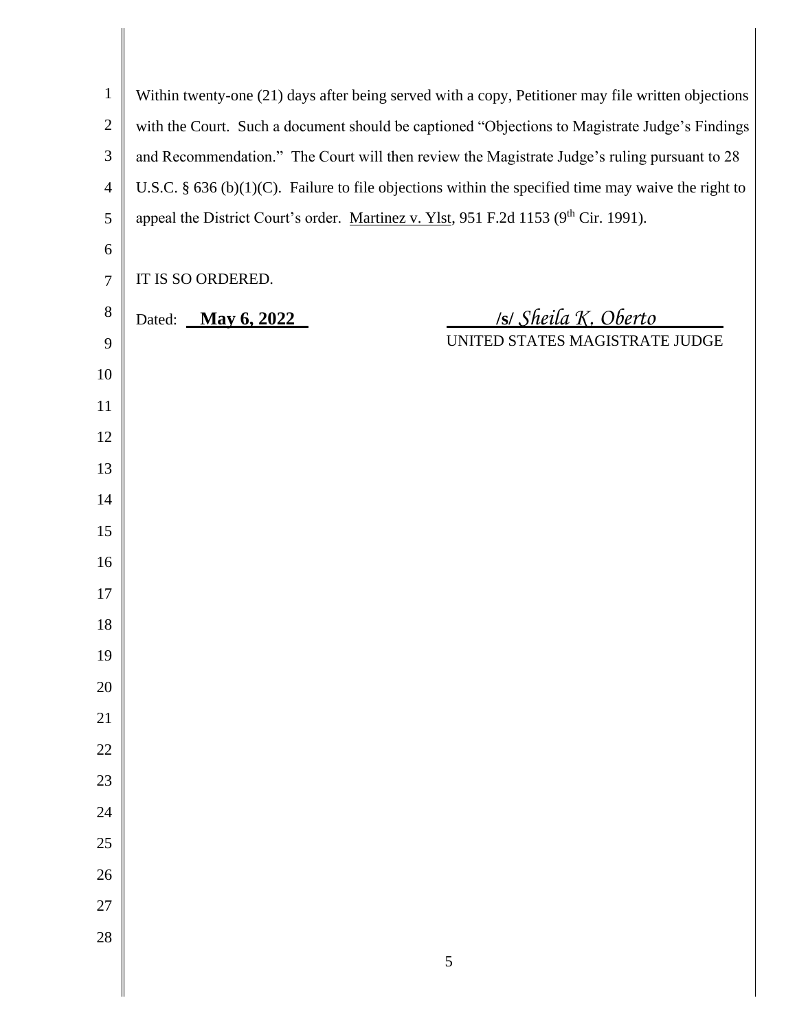Within twenty-one (21) days after being served with a copy, Petitioner may file written objections with the Court. Such a document should be captioned "Objections to Magistrate Judge's Findings and Recommendation." The Court will then review the Magistrate Judge's ruling pursuant to 28 U.S.C. § 636 (b)(1)(C). Failure to file objections within the specified time may waive the right to appeal the District Court's order. Martinez v. Ylst, 951 F.2d 1153 (9th Cir. 1991).

IT IS SO ORDERED.

Dated: **May 6, 2022**

/s/ *Sheila K. Oberto*
UNITED STATES MAGISTRATE JUDGE